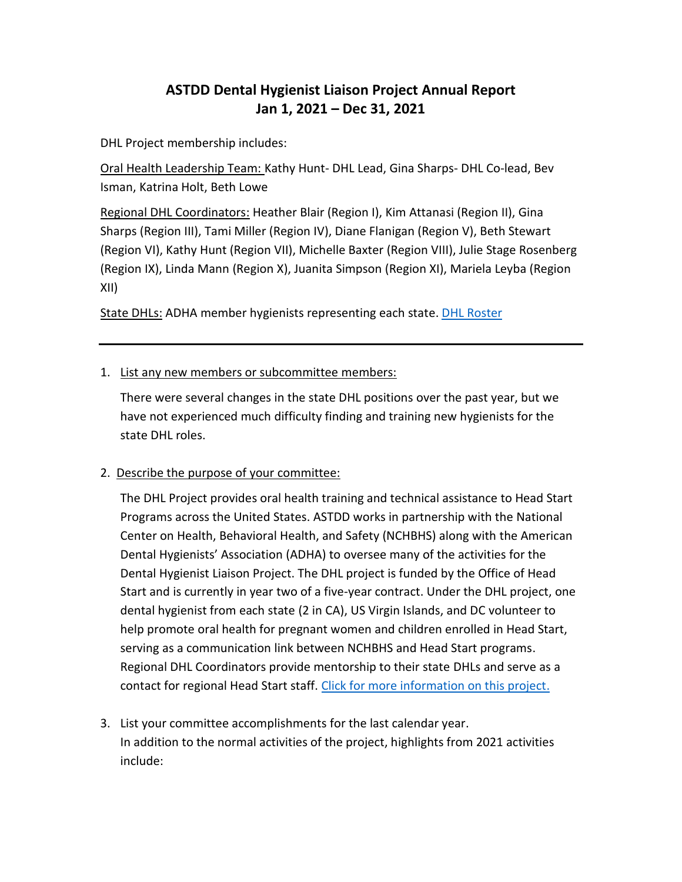# ASTDD Dental Hygienist Liaison Project Annual Report
## Jan 1, 2021 – Dec 31, 2021

DHL Project membership includes:

Oral Health Leadership Team: Kathy Hunt- DHL Lead, Gina Sharps- DHL Co-lead, Bev Isman, Katrina Holt, Beth Lowe

Regional DHL Coordinators: Heather Blair (Region I), Kim Attanasi (Region II), Gina Sharps (Region III), Tami Miller (Region IV), Diane Flanigan (Region V), Beth Stewart (Region VI), Kathy Hunt (Region VII), Michelle Baxter (Region VIII), Julie Stage Rosenberg (Region IX), Linda Mann (Region X), Juanita Simpson (Region XI), Mariela Leyba (Region XII)

State DHLs: ADHA member hygienists representing each state. [DHL Roster]

---

1. List any new members or subcommittee members:

   There were several changes in the state DHL positions over the past year, but we have not experienced much difficulty finding and training new hygienists for the state DHL roles.

2. Describe the purpose of your committee:

   The DHL Project provides oral health training and technical assistance to Head Start Programs across the United States. ASTDD works in partnership with the National Center on Health, Behavioral Health, and Safety (NCHBHS) along with the American Dental Hygienists' Association (ADHA) to oversee many of the activities for the Dental Hygienist Liaison Project. The DHL project is funded by the Office of Head Start and is currently in year two of a five-year contract. Under the DHL project, one dental hygienist from each state (2 in CA), US Virgin Islands, and DC volunteer to help promote oral health for pregnant women and children enrolled in Head Start, serving as a communication link between NCHBHS and Head Start programs. Regional DHL Coordinators provide mentorship to their state DHLs and serve as a contact for regional Head Start staff. [Click for more information on this project.]

3. List your committee accomplishments for the last calendar year.
   In addition to the normal activities of the project, highlights from 2021 activities include: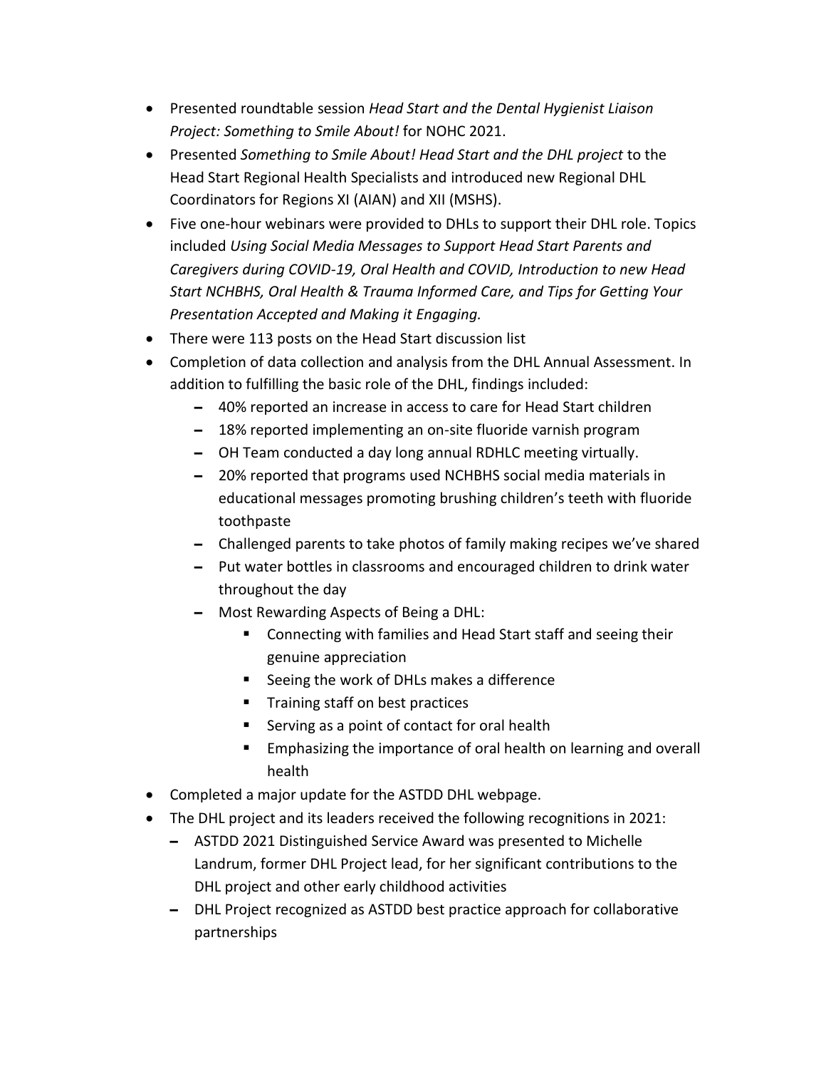- Presented roundtable session *Head Start and the Dental Hygienist Liaison Project: Something to Smile About!* for NOHC 2021.
- Presented *Something to Smile About! Head Start and the DHL project* to the Head Start Regional Health Specialists and introduced new Regional DHL Coordinators for Regions XI (AIAN) and XII (MSHS).
- Five one-hour webinars were provided to DHLs to support their DHL role. Topics included *Using Social Media Messages to Support Head Start Parents and Caregivers during COVID-19, Oral Health and COVID, Introduction to new Head Start NCHBHS, Oral Health & Trauma Informed Care, and Tips for Getting Your Presentation Accepted and Making it Engaging.*
- There were 113 posts on the Head Start discussion list
- Completion of data collection and analysis from the DHL Annual Assessment. In addition to fulfilling the basic role of the DHL, findings included:
  - 40% reported an increase in access to care for Head Start children
  - 18% reported implementing an on-site fluoride varnish program
  - OH Team conducted a day long annual RDHLC meeting virtually.
  - 20% reported that programs used NCHBHS social media materials in educational messages promoting brushing children's teeth with fluoride toothpaste
  - Challenged parents to take photos of family making recipes we've shared
  - Put water bottles in classrooms and encouraged children to drink water throughout the day
  - Most Rewarding Aspects of Being a DHL:
    - Connecting with families and Head Start staff and seeing their genuine appreciation
    - Seeing the work of DHLs makes a difference
    - Training staff on best practices
    - Serving as a point of contact for oral health
    - Emphasizing the importance of oral health on learning and overall health
- Completed a major update for the ASTDD DHL webpage.
- The DHL project and its leaders received the following recognitions in 2021:
  - ASTDD 2021 Distinguished Service Award was presented to Michelle Landrum, former DHL Project lead, for her significant contributions to the DHL project and other early childhood activities
  - DHL Project recognized as ASTDD best practice approach for collaborative partnerships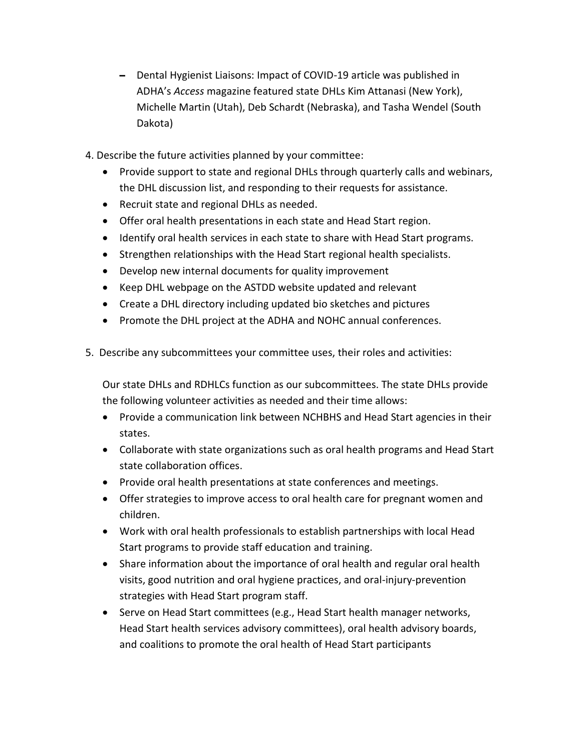- Dental Hygienist Liaisons: Impact of COVID-19 article was published in ADHA's *Access* magazine featured state DHLs Kim Attanasi (New York), Michelle Martin (Utah), Deb Schardt (Nebraska), and Tasha Wendel (South Dakota)

4. Describe the future activities planned by your committee:
   - Provide support to state and regional DHLs through quarterly calls and webinars, the DHL discussion list, and responding to their requests for assistance.
   - Recruit state and regional DHLs as needed.
   - Offer oral health presentations in each state and Head Start region.
   - Identify oral health services in each state to share with Head Start programs.
   - Strengthen relationships with the Head Start regional health specialists.
   - Develop new internal documents for quality improvement
   - Keep DHL webpage on the ASTDD website updated and relevant
   - Create a DHL directory including updated bio sketches and pictures
   - Promote the DHL project at the ADHA and NOHC annual conferences.

5. Describe any subcommittees your committee uses, their roles and activities:

   Our state DHLs and RDHLCs function as our subcommittees. The state DHLs provide the following volunteer activities as needed and their time allows:
   - Provide a communication link between NCHBHS and Head Start agencies in their states.
   - Collaborate with state organizations such as oral health programs and Head Start state collaboration offices.
   - Provide oral health presentations at state conferences and meetings.
   - Offer strategies to improve access to oral health care for pregnant women and children.
   - Work with oral health professionals to establish partnerships with local Head Start programs to provide staff education and training.
   - Share information about the importance of oral health and regular oral health visits, good nutrition and oral hygiene practices, and oral-injury-prevention strategies with Head Start program staff.
   - Serve on Head Start committees (e.g., Head Start health manager networks, Head Start health services advisory committees), oral health advisory boards, and coalitions to promote the oral health of Head Start participants